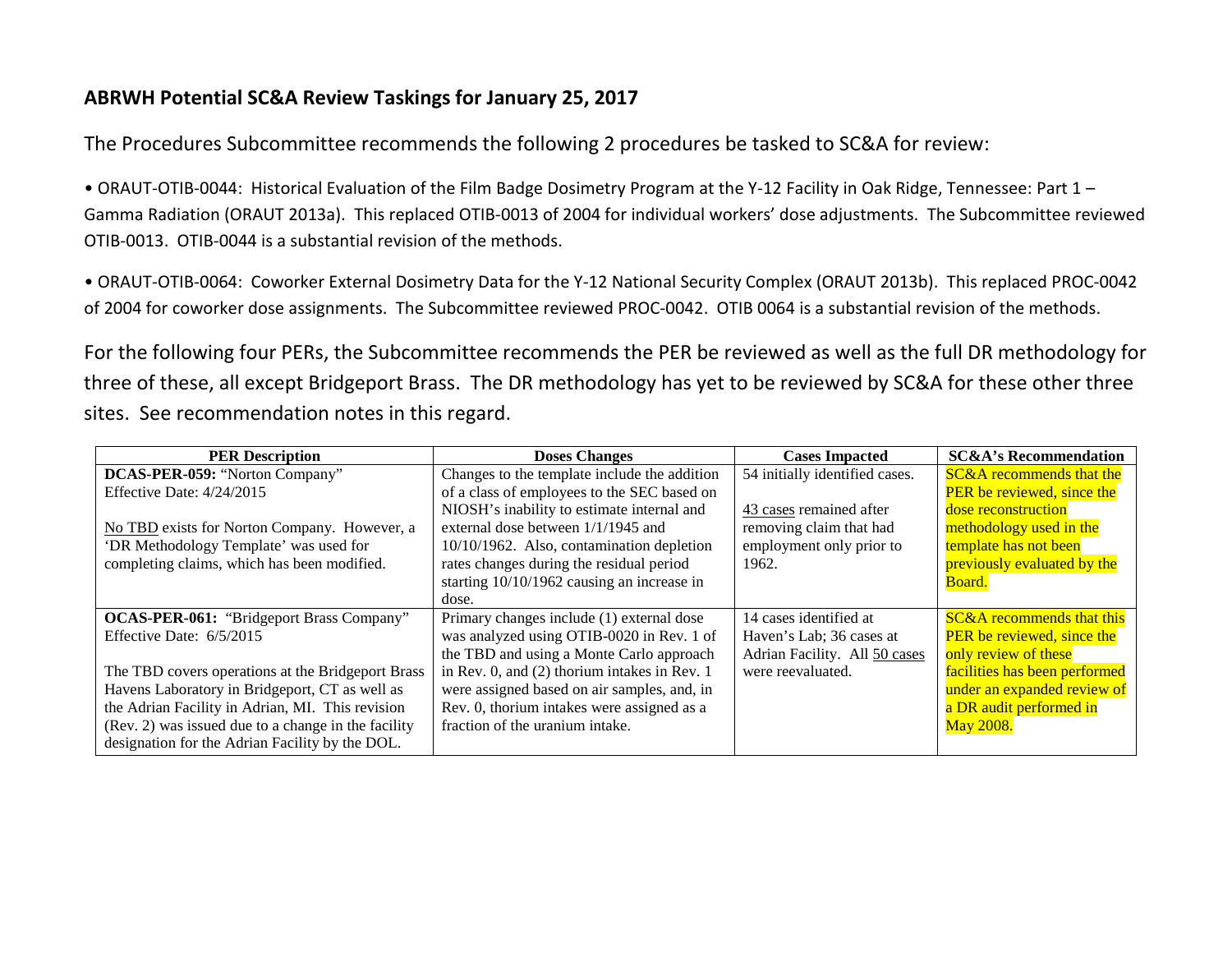## ABRWH Potential SC&A Review Taskings for January 25, 2017

The Procedures Subcommittee recommends the following 2 procedures be tasked to SC&A for review:

- ORAUT-OTIB-0044: Historical Evaluation of the Film Badge Dosimetry Program at the Y-12 Facility in Oak Ridge, Tennessee: Part 1 – Gamma Radiation (ORAUT 2013a). This replaced OTIB-0013 of 2004 for individual workers' dose adjustments. The Subcommittee reviewed OTIB-0013. OTIB-0044 is a substantial revision of the methods.

- ORAUT-OTIB-0064: Coworker External Dosimetry Data for the Y-12 National Security Complex (ORAUT 2013b). This replaced PROC-0042 of 2004 for coworker dose assignments. The Subcommittee reviewed PROC-0042. OTIB 0064 is a substantial revision of the methods.

For the following four PERs, the Subcommittee recommends the PER be reviewed as well as the full DR methodology for three of these, all except Bridgeport Brass. The DR methodology has yet to be reviewed by SC&A for these other three sites. See recommendation notes in this regard.

| PER Description | Doses Changes | Cases Impacted | SC&A's Recommendation |
|---|---|---|---|
| **DCAS-PER-059:** "Norton Company"<br>Effective Date: 4/24/2015<br><br>No TBD exists for Norton Company. However, a 'DR Methodology Template' was used for completing claims, which has been modified. | Changes to the template include the addition of a class of employees to the SEC based on NIOSH's inability to estimate internal and external dose between 1/1/1945 and 10/10/1962. Also, contamination depletion rates changes during the residual period starting 10/10/1962 causing an increase in dose. | 54 initially identified cases.<br><br>43 cases remained after removing claim that had employment only prior to 1962. | SC&A recommends that the PER be reviewed, since the dose reconstruction methodology used in the template has not been previously evaluated by the Board. |
| **OCAS-PER-061:** "Bridgeport Brass Company"<br>Effective Date: 6/5/2015<br><br>The TBD covers operations at the Bridgeport Brass Havens Laboratory in Bridgeport, CT as well as the Adrian Facility in Adrian, MI. This revision (Rev. 2) was issued due to a change in the facility designation for the Adrian Facility by the DOL. | Primary changes include (1) external dose was analyzed using OTIB-0020 in Rev. 1 of the TBD and using a Monte Carlo approach in Rev. 0, and (2) thorium intakes in Rev. 1 were assigned based on air samples, and, in Rev. 0, thorium intakes were assigned as a fraction of the uranium intake. | 14 cases identified at Haven's Lab; 36 cases at Adrian Facility. All 50 cases were reevaluated. | SC&A recommends that this PER be reviewed, since the only review of these facilities has been performed under an expanded review of a DR audit performed in May 2008. |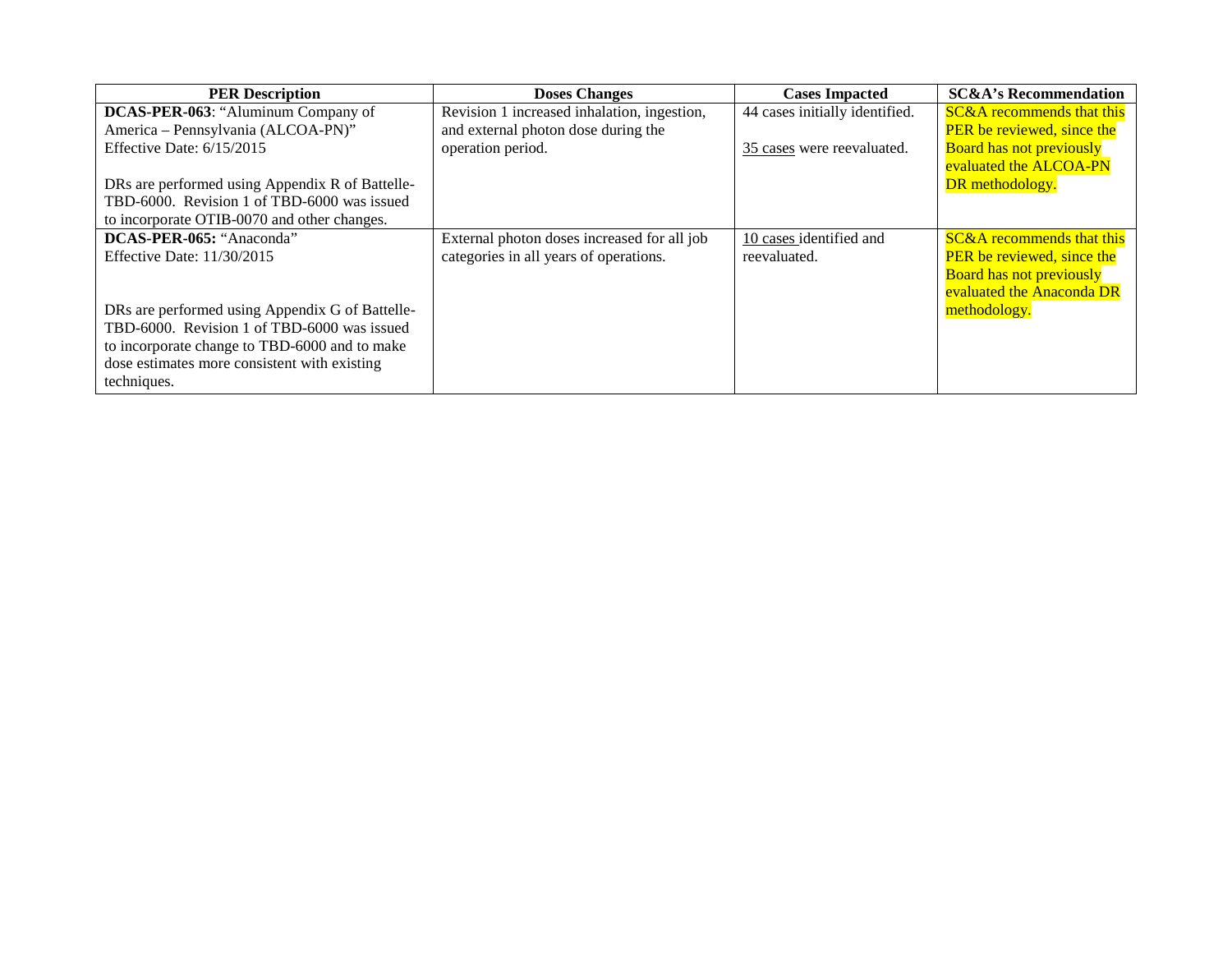| PER Description | Doses Changes | Cases Impacted | SC&A's Recommendation |
|---|---|---|---|
| **DCAS-PER-063**: "Aluminum Company of America – Pennsylvania (ALCOA-PN)" Effective Date: 6/15/2015<br><br>DRs are performed using Appendix R of Battelle-TBD-6000. Revision 1 of TBD-6000 was issued to incorporate OTIB-0070 and other changes. | Revision 1 increased inhalation, ingestion, and external photon dose during the operation period. | 44 cases initially identified.<br><br>35 cases were reevaluated. | SC&A recommends that this PER be reviewed, since the Board has not previously evaluated the ALCOA-PN DR methodology. |
| **DCAS-PER-065:** "Anaconda" Effective Date: 11/30/2015<br><br>DRs are performed using Appendix G of Battelle-TBD-6000. Revision 1 of TBD-6000 was issued to incorporate change to TBD-6000 and to make dose estimates more consistent with existing techniques. | External photon doses increased for all job categories in all years of operations. | 10 cases identified and reevaluated. | SC&A recommends that this PER be reviewed, since the Board has not previously evaluated the Anaconda DR methodology. |